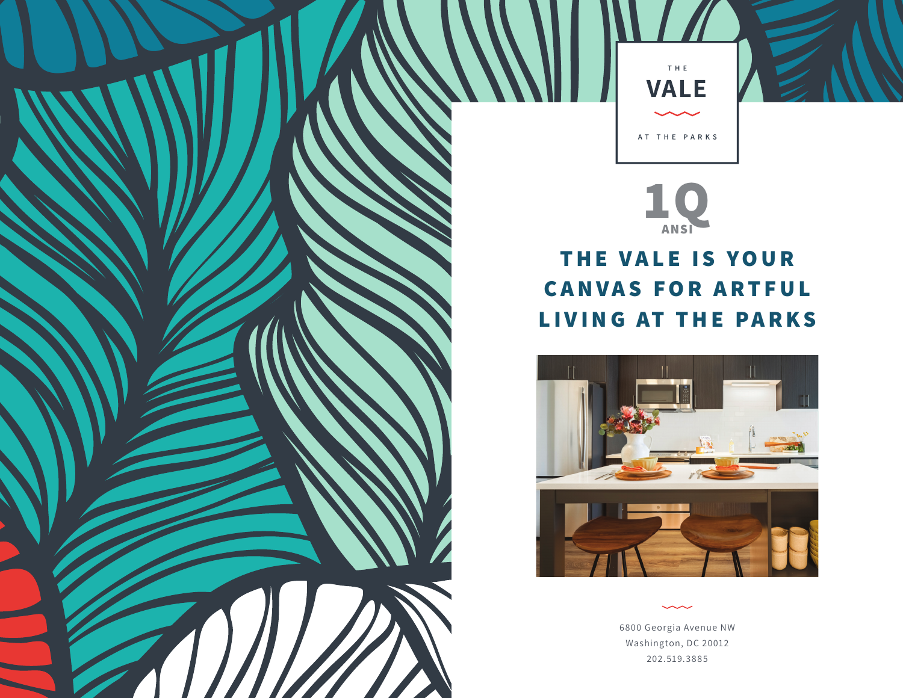THE

# VALE

AT THE PARKS

1Q ANSI

## THE VALE IS YOUR CANVAS FOR ARTFUL LIVING AT THE PARKS

6800 Georgia Avenue NW
Washington, DC 20012
202.519.3885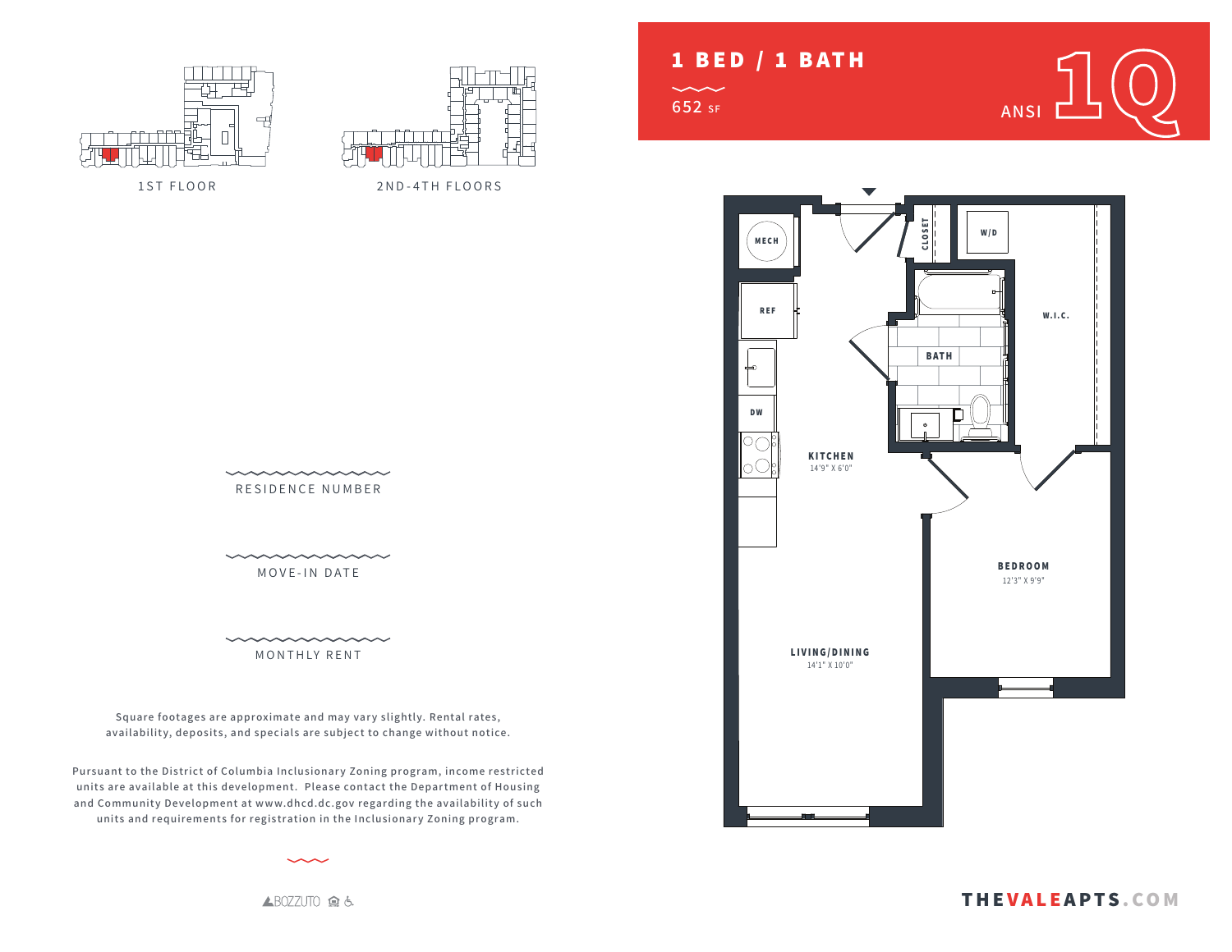1ST FLOOR

2ND-4TH FLOORS

# 1 BED / 1 BATH

652 SF

ANSI 1Q

MECH

REF

DW

CLOSET

W/D

W.I.C.

BATH

KITCHEN
14'9" X 6'0"

BEDROOM
12'3" X 9'9"

LIVING/DINING
14'1" X 10'0"

RESIDENCE NUMBER

MOVE-IN DATE

MONTHLY RENT

Square footages are approximate and may vary slightly. Rental rates, availability, deposits, and specials are subject to change without notice.

Pursuant to the District of Columbia Inclusionary Zoning program, income restricted units are available at this development. Please contact the Department of Housing and Community Development at www.dhcd.dc.gov regarding the availability of such units and requirements for registration in the Inclusionary Zoning program.

BOZZUTO

THEVALEAPTS.COM